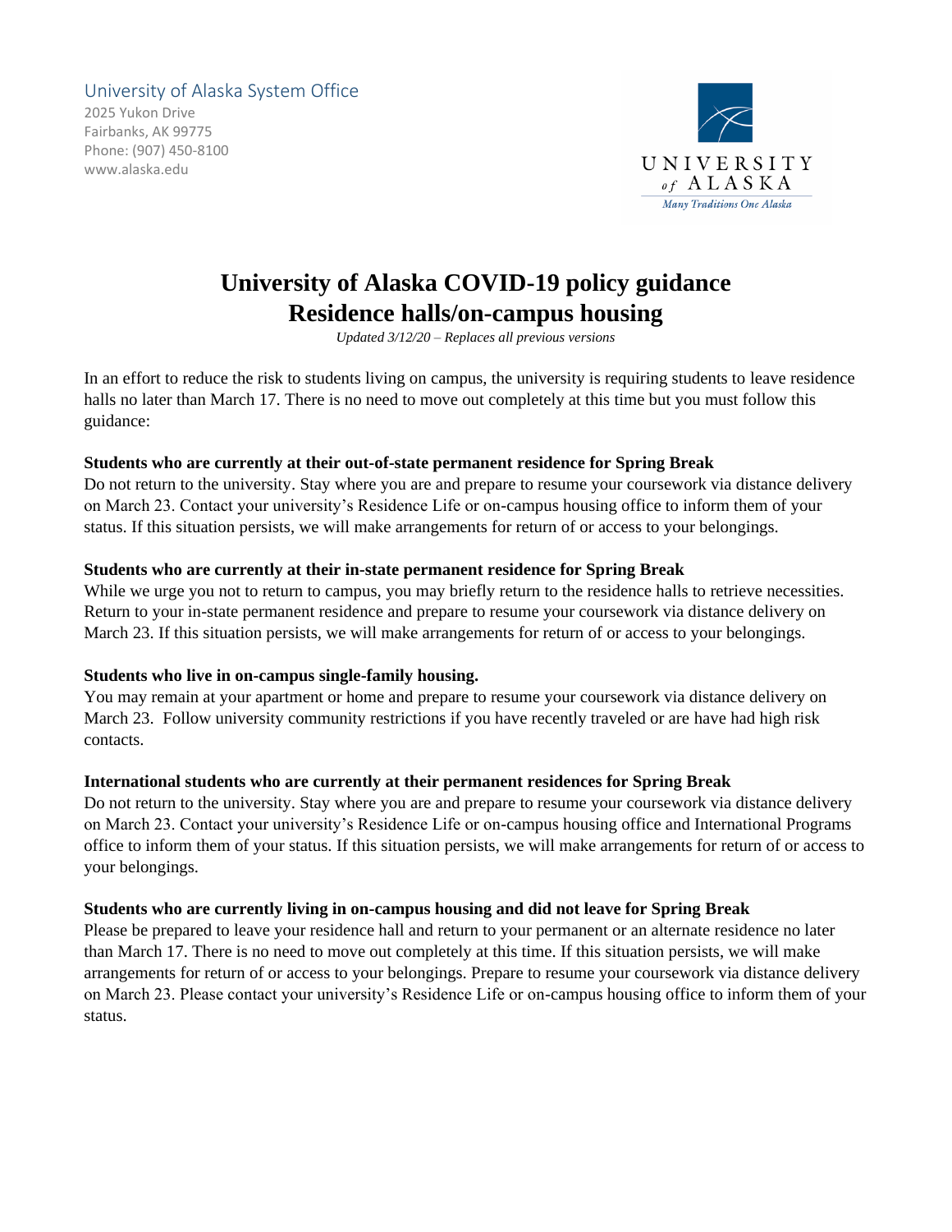University of Alaska System Office
2025 Yukon Drive
Fairbanks, AK 99775
Phone: (907) 450-8100
www.alaska.edu

UNIVERSITY of ALASKA
*Many Traditions One Alaska*

# University of Alaska COVID-19 policy guidance
# Residence halls/on-campus housing

*Updated 3/12/20 – Replaces all previous versions*

In an effort to reduce the risk to students living on campus, the university is requiring students to leave residence halls no later than March 17. There is no need to move out completely at this time but you must follow this guidance:

**Students who are currently at their out-of-state permanent residence for Spring Break**
Do not return to the university. Stay where you are and prepare to resume your coursework via distance delivery on March 23. Contact your university's Residence Life or on-campus housing office to inform them of your status. If this situation persists, we will make arrangements for return of or access to your belongings.

**Students who are currently at their in-state permanent residence for Spring Break**
While we urge you not to return to campus, you may briefly return to the residence halls to retrieve necessities. Return to your in-state permanent residence and prepare to resume your coursework via distance delivery on March 23. If this situation persists, we will make arrangements for return of or access to your belongings.

**Students who live in on-campus single-family housing.**
You may remain at your apartment or home and prepare to resume your coursework via distance delivery on March 23. Follow university community restrictions if you have recently traveled or are have had high risk contacts.

**International students who are currently at their permanent residences for Spring Break**
Do not return to the university. Stay where you are and prepare to resume your coursework via distance delivery on March 23. Contact your university's Residence Life or on-campus housing office and International Programs office to inform them of your status. If this situation persists, we will make arrangements for return of or access to your belongings.

**Students who are currently living in on-campus housing and did not leave for Spring Break**
Please be prepared to leave your residence hall and return to your permanent or an alternate residence no later than March 17. There is no need to move out completely at this time. If this situation persists, we will make arrangements for return of or access to your belongings. Prepare to resume your coursework via distance delivery on March 23. Please contact your university's Residence Life or on-campus housing office to inform them of your status.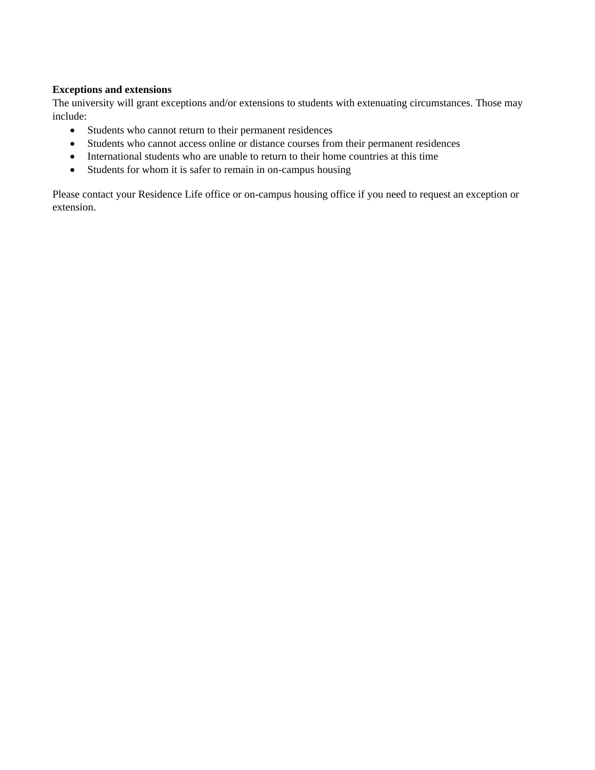**Exceptions and extensions**

The university will grant exceptions and/or extensions to students with extenuating circumstances. Those may include:

- Students who cannot return to their permanent residences
- Students who cannot access online or distance courses from their permanent residences
- International students who are unable to return to their home countries at this time
- Students for whom it is safer to remain in on-campus housing

Please contact your Residence Life office or on-campus housing office if you need to request an exception or extension.